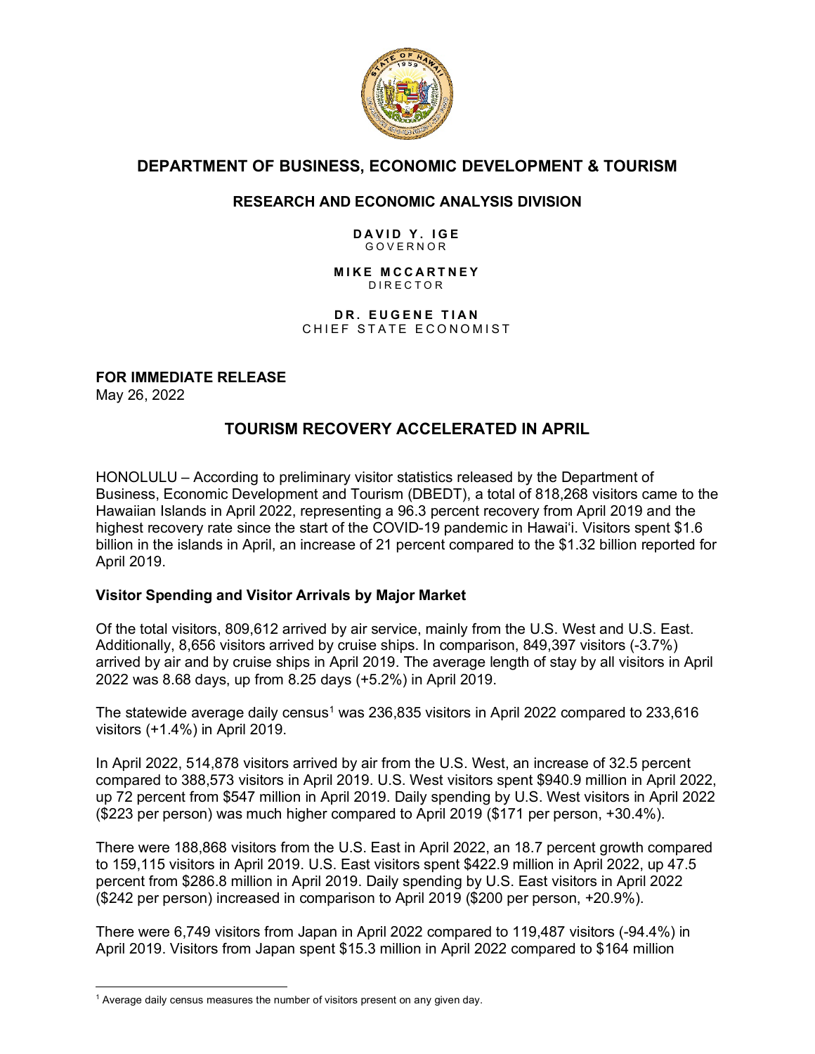# DEPARTMENT OF BUSINESS, ECONOMIC DEVELOPMENT & TOURISM

## RESEARCH AND ECONOMIC ANALYSIS DIVISION

**DAVID Y. IGE**
GOVERNOR

**MIKE MCCARTNEY**
DIRECTOR

**DR. EUGENE TIAN**
CHIEF STATE ECONOMIST

**FOR IMMEDIATE RELEASE**
May 26, 2022

## TOURISM RECOVERY ACCELERATED IN APRIL

HONOLULU – According to preliminary visitor statistics released by the Department of Business, Economic Development and Tourism (DBEDT), a total of 818,268 visitors came to the Hawaiian Islands in April 2022, representing a 96.3 percent recovery from April 2019 and the highest recovery rate since the start of the COVID-19 pandemic in Hawai'i. Visitors spent $1.6 billion in the islands in April, an increase of 21 percent compared to the $1.32 billion reported for April 2019.

**Visitor Spending and Visitor Arrivals by Major Market**

Of the total visitors, 809,612 arrived by air service, mainly from the U.S. West and U.S. East. Additionally, 8,656 visitors arrived by cruise ships. In comparison, 849,397 visitors (-3.7%) arrived by air and by cruise ships in April 2019. The average length of stay by all visitors in April 2022 was 8.68 days, up from 8.25 days (+5.2%) in April 2019.

The statewide average daily census[1] was 236,835 visitors in April 2022 compared to 233,616 visitors (+1.4%) in April 2019.

In April 2022, 514,878 visitors arrived by air from the U.S. West, an increase of 32.5 percent compared to 388,573 visitors in April 2019. U.S. West visitors spent $940.9 million in April 2022, up 72 percent from $547 million in April 2019. Daily spending by U.S. West visitors in April 2022 ($223 per person) was much higher compared to April 2019 ($171 per person, +30.4%).

There were 188,868 visitors from the U.S. East in April 2022, an 18.7 percent growth compared to 159,115 visitors in April 2019. U.S. East visitors spent $422.9 million in April 2022, up 47.5 percent from $286.8 million in April 2019. Daily spending by U.S. East visitors in April 2022 ($242 per person) increased in comparison to April 2019 ($200 per person, +20.9%).

There were 6,749 visitors from Japan in April 2022 compared to 119,487 visitors (-94.4%) in April 2019. Visitors from Japan spent $15.3 million in April 2022 compared to $164 million

[1] Average daily census measures the number of visitors present on any given day.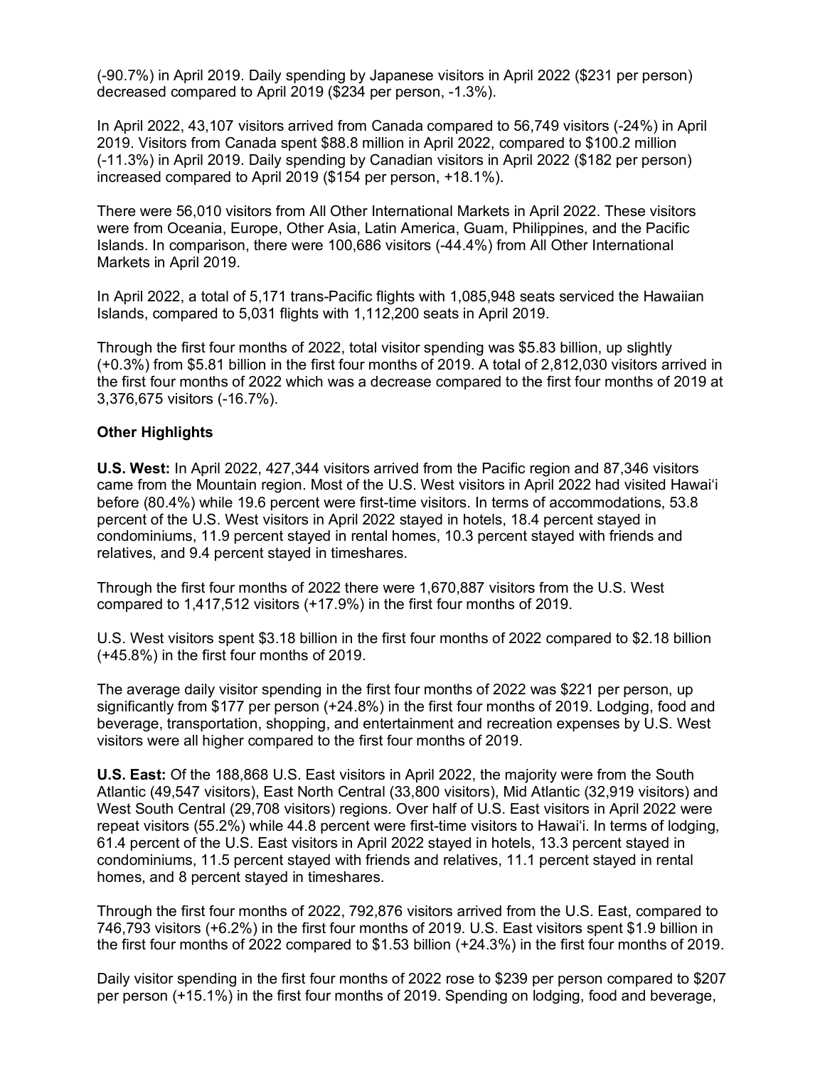(-90.7%) in April 2019. Daily spending by Japanese visitors in April 2022 ($231 per person) decreased compared to April 2019 ($234 per person, -1.3%).

In April 2022, 43,107 visitors arrived from Canada compared to 56,749 visitors (-24%) in April 2019. Visitors from Canada spent $88.8 million in April 2022, compared to $100.2 million (-11.3%) in April 2019. Daily spending by Canadian visitors in April 2022 ($182 per person) increased compared to April 2019 ($154 per person, +18.1%).

There were 56,010 visitors from All Other International Markets in April 2022. These visitors were from Oceania, Europe, Other Asia, Latin America, Guam, Philippines, and the Pacific Islands. In comparison, there were 100,686 visitors (-44.4%) from All Other International Markets in April 2019.

In April 2022, a total of 5,171 trans-Pacific flights with 1,085,948 seats serviced the Hawaiian Islands, compared to 5,031 flights with 1,112,200 seats in April 2019.

Through the first four months of 2022, total visitor spending was $5.83 billion, up slightly (+0.3%) from $5.81 billion in the first four months of 2019. A total of 2,812,030 visitors arrived in the first four months of 2022 which was a decrease compared to the first four months of 2019 at 3,376,675 visitors (-16.7%).

**Other Highlights**

**U.S. West:** In April 2022, 427,344 visitors arrived from the Pacific region and 87,346 visitors came from the Mountain region. Most of the U.S. West visitors in April 2022 had visited Hawai'i before (80.4%) while 19.6 percent were first-time visitors. In terms of accommodations, 53.8 percent of the U.S. West visitors in April 2022 stayed in hotels, 18.4 percent stayed in condominiums, 11.9 percent stayed in rental homes, 10.3 percent stayed with friends and relatives, and 9.4 percent stayed in timeshares.

Through the first four months of 2022 there were 1,670,887 visitors from the U.S. West compared to 1,417,512 visitors (+17.9%) in the first four months of 2019.

U.S. West visitors spent $3.18 billion in the first four months of 2022 compared to $2.18 billion (+45.8%) in the first four months of 2019.

The average daily visitor spending in the first four months of 2022 was $221 per person, up significantly from $177 per person (+24.8%) in the first four months of 2019. Lodging, food and beverage, transportation, shopping, and entertainment and recreation expenses by U.S. West visitors were all higher compared to the first four months of 2019.

**U.S. East:** Of the 188,868 U.S. East visitors in April 2022, the majority were from the South Atlantic (49,547 visitors), East North Central (33,800 visitors), Mid Atlantic (32,919 visitors) and West South Central (29,708 visitors) regions. Over half of U.S. East visitors in April 2022 were repeat visitors (55.2%) while 44.8 percent were first-time visitors to Hawai'i. In terms of lodging, 61.4 percent of the U.S. East visitors in April 2022 stayed in hotels, 13.3 percent stayed in condominiums, 11.5 percent stayed with friends and relatives, 11.1 percent stayed in rental homes, and 8 percent stayed in timeshares.

Through the first four months of 2022, 792,876 visitors arrived from the U.S. East, compared to 746,793 visitors (+6.2%) in the first four months of 2019. U.S. East visitors spent $1.9 billion in the first four months of 2022 compared to $1.53 billion (+24.3%) in the first four months of 2019.

Daily visitor spending in the first four months of 2022 rose to $239 per person compared to $207 per person (+15.1%) in the first four months of 2019. Spending on lodging, food and beverage,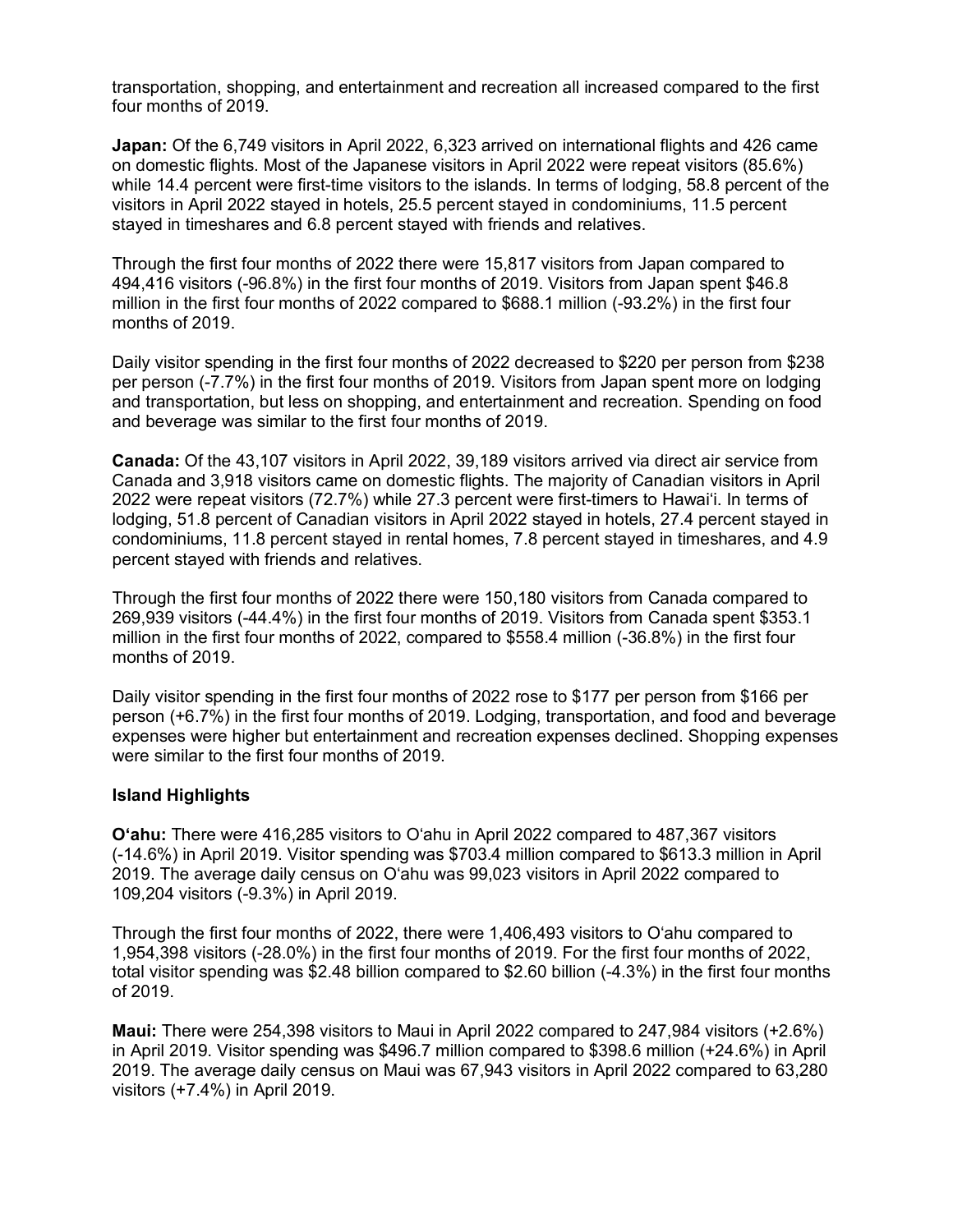transportation, shopping, and entertainment and recreation all increased compared to the first four months of 2019.

**Japan:** Of the 6,749 visitors in April 2022, 6,323 arrived on international flights and 426 came on domestic flights. Most of the Japanese visitors in April 2022 were repeat visitors (85.6%) while 14.4 percent were first-time visitors to the islands. In terms of lodging, 58.8 percent of the visitors in April 2022 stayed in hotels, 25.5 percent stayed in condominiums, 11.5 percent stayed in timeshares and 6.8 percent stayed with friends and relatives.

Through the first four months of 2022 there were 15,817 visitors from Japan compared to 494,416 visitors (-96.8%) in the first four months of 2019. Visitors from Japan spent $46.8 million in the first four months of 2022 compared to $688.1 million (-93.2%) in the first four months of 2019.

Daily visitor spending in the first four months of 2022 decreased to $220 per person from $238 per person (-7.7%) in the first four months of 2019. Visitors from Japan spent more on lodging and transportation, but less on shopping, and entertainment and recreation. Spending on food and beverage was similar to the first four months of 2019.

**Canada:** Of the 43,107 visitors in April 2022, 39,189 visitors arrived via direct air service from Canada and 3,918 visitors came on domestic flights. The majority of Canadian visitors in April 2022 were repeat visitors (72.7%) while 27.3 percent were first-timers to Hawai'i. In terms of lodging, 51.8 percent of Canadian visitors in April 2022 stayed in hotels, 27.4 percent stayed in condominiums, 11.8 percent stayed in rental homes, 7.8 percent stayed in timeshares, and 4.9 percent stayed with friends and relatives.

Through the first four months of 2022 there were 150,180 visitors from Canada compared to 269,939 visitors (-44.4%) in the first four months of 2019. Visitors from Canada spent $353.1 million in the first four months of 2022, compared to $558.4 million (-36.8%) in the first four months of 2019.

Daily visitor spending in the first four months of 2022 rose to $177 per person from $166 per person (+6.7%) in the first four months of 2019. Lodging, transportation, and food and beverage expenses were higher but entertainment and recreation expenses declined. Shopping expenses were similar to the first four months of 2019.

### Island Highlights

**O'ahu:** There were 416,285 visitors to O'ahu in April 2022 compared to 487,367 visitors (-14.6%) in April 2019. Visitor spending was $703.4 million compared to $613.3 million in April 2019. The average daily census on O'ahu was 99,023 visitors in April 2022 compared to 109,204 visitors (-9.3%) in April 2019.

Through the first four months of 2022, there were 1,406,493 visitors to O'ahu compared to 1,954,398 visitors (-28.0%) in the first four months of 2019. For the first four months of 2022, total visitor spending was $2.48 billion compared to $2.60 billion (-4.3%) in the first four months of 2019.

**Maui:** There were 254,398 visitors to Maui in April 2022 compared to 247,984 visitors (+2.6%) in April 2019. Visitor spending was $496.7 million compared to $398.6 million (+24.6%) in April 2019. The average daily census on Maui was 67,943 visitors in April 2022 compared to 63,280 visitors (+7.4%) in April 2019.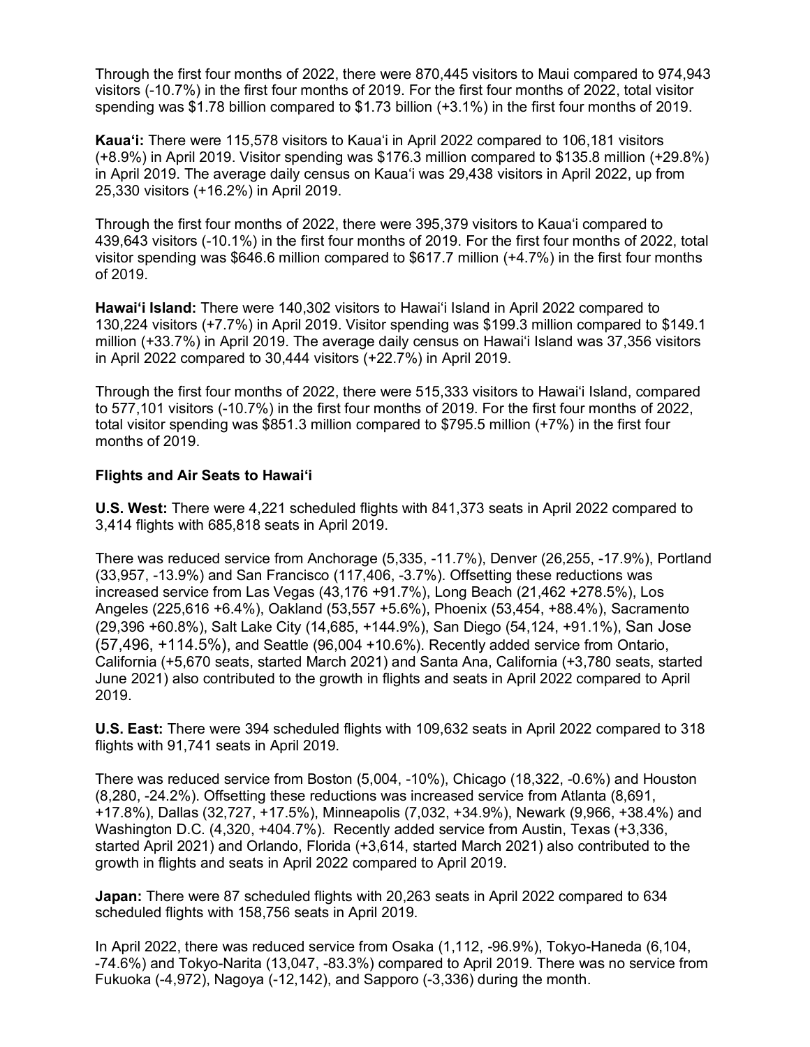Through the first four months of 2022, there were 870,445 visitors to Maui compared to 974,943 visitors (-10.7%) in the first four months of 2019. For the first four months of 2022, total visitor spending was $1.78 billion compared to $1.73 billion (+3.1%) in the first four months of 2019.

**Kaua'i:** There were 115,578 visitors to Kaua'i in April 2022 compared to 106,181 visitors (+8.9%) in April 2019. Visitor spending was $176.3 million compared to $135.8 million (+29.8%) in April 2019. The average daily census on Kaua'i was 29,438 visitors in April 2022, up from 25,330 visitors (+16.2%) in April 2019.

Through the first four months of 2022, there were 395,379 visitors to Kaua'i compared to 439,643 visitors (-10.1%) in the first four months of 2019. For the first four months of 2022, total visitor spending was $646.6 million compared to $617.7 million (+4.7%) in the first four months of 2019.

**Hawai'i Island:** There were 140,302 visitors to Hawai'i Island in April 2022 compared to 130,224 visitors (+7.7%) in April 2019. Visitor spending was $199.3 million compared to $149.1 million (+33.7%) in April 2019. The average daily census on Hawai'i Island was 37,356 visitors in April 2022 compared to 30,444 visitors (+22.7%) in April 2019.

Through the first four months of 2022, there were 515,333 visitors to Hawai'i Island, compared to 577,101 visitors (-10.7%) in the first four months of 2019. For the first four months of 2022, total visitor spending was $851.3 million compared to $795.5 million (+7%) in the first four months of 2019.

**Flights and Air Seats to Hawai'i**

**U.S. West:** There were 4,221 scheduled flights with 841,373 seats in April 2022 compared to 3,414 flights with 685,818 seats in April 2019.

There was reduced service from Anchorage (5,335, -11.7%), Denver (26,255, -17.9%), Portland (33,957, -13.9%) and San Francisco (117,406, -3.7%). Offsetting these reductions was increased service from Las Vegas (43,176 +91.7%), Long Beach (21,462 +278.5%), Los Angeles (225,616 +6.4%), Oakland (53,557 +5.6%), Phoenix (53,454, +88.4%), Sacramento (29,396 +60.8%), Salt Lake City (14,685, +144.9%), San Diego (54,124, +91.1%), San Jose (57,496, +114.5%), and Seattle (96,004 +10.6%). Recently added service from Ontario, California (+5,670 seats, started March 2021) and Santa Ana, California (+3,780 seats, started June 2021) also contributed to the growth in flights and seats in April 2022 compared to April 2019.

**U.S. East:** There were 394 scheduled flights with 109,632 seats in April 2022 compared to 318 flights with 91,741 seats in April 2019.

There was reduced service from Boston (5,004, -10%), Chicago (18,322, -0.6%) and Houston (8,280, -24.2%). Offsetting these reductions was increased service from Atlanta (8,691, +17.8%), Dallas (32,727, +17.5%), Minneapolis (7,032, +34.9%), Newark (9,966, +38.4%) and Washington D.C. (4,320, +404.7%). Recently added service from Austin, Texas (+3,336, started April 2021) and Orlando, Florida (+3,614, started March 2021) also contributed to the growth in flights and seats in April 2022 compared to April 2019.

**Japan:** There were 87 scheduled flights with 20,263 seats in April 2022 compared to 634 scheduled flights with 158,756 seats in April 2019.

In April 2022, there was reduced service from Osaka (1,112, -96.9%), Tokyo-Haneda (6,104, -74.6%) and Tokyo-Narita (13,047, -83.3%) compared to April 2019. There was no service from Fukuoka (-4,972), Nagoya (-12,142), and Sapporo (-3,336) during the month.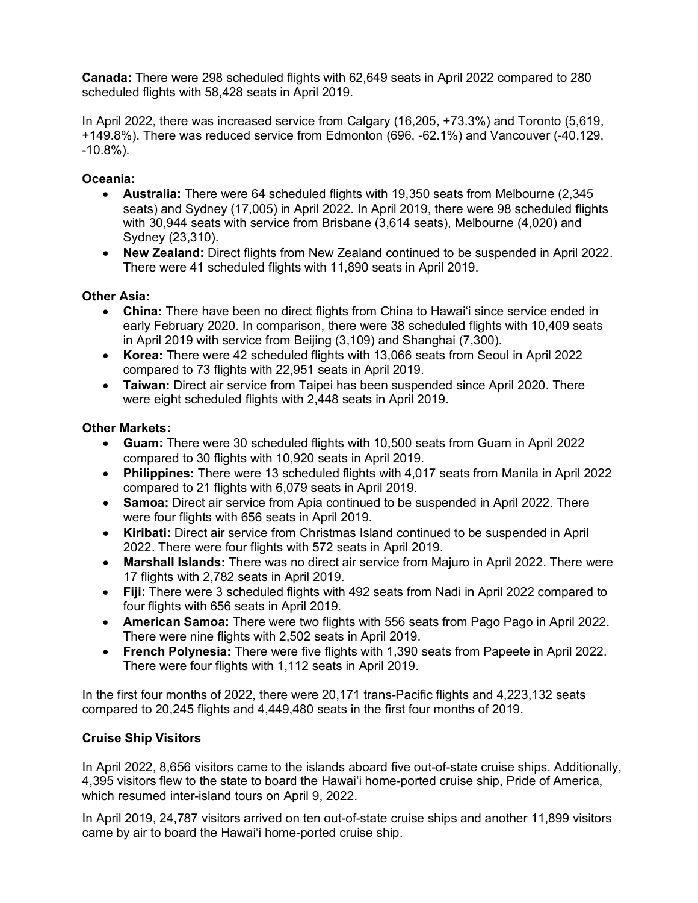**Canada:** There were 298 scheduled flights with 62,649 seats in April 2022 compared to 280 scheduled flights with 58,428 seats in April 2019.

In April 2022, there was increased service from Calgary (16,205, +73.3%) and Toronto (5,619, +149.8%). There was reduced service from Edmonton (696, -62.1%) and Vancouver (-40,129, -10.8%).

**Oceania:**

- **Australia:** There were 64 scheduled flights with 19,350 seats from Melbourne (2,345 seats) and Sydney (17,005) in April 2022. In April 2019, there were 98 scheduled flights with 30,944 seats with service from Brisbane (3,614 seats), Melbourne (4,020) and Sydney (23,310).
- **New Zealand:** Direct flights from New Zealand continued to be suspended in April 2022. There were 41 scheduled flights with 11,890 seats in April 2019.

**Other Asia:**

- **China:** There have been no direct flights from China to Hawai'i since service ended in early February 2020. In comparison, there were 38 scheduled flights with 10,409 seats in April 2019 with service from Beijing (3,109) and Shanghai (7,300).
- **Korea:** There were 42 scheduled flights with 13,066 seats from Seoul in April 2022 compared to 73 flights with 22,951 seats in April 2019.
- **Taiwan:** Direct air service from Taipei has been suspended since April 2020. There were eight scheduled flights with 2,448 seats in April 2019.

**Other Markets:**

- **Guam:** There were 30 scheduled flights with 10,500 seats from Guam in April 2022 compared to 30 flights with 10,920 seats in April 2019.
- **Philippines:** There were 13 scheduled flights with 4,017 seats from Manila in April 2022 compared to 21 flights with 6,079 seats in April 2019.
- **Samoa:** Direct air service from Apia continued to be suspended in April 2022. There were four flights with 656 seats in April 2019.
- **Kiribati:** Direct air service from Christmas Island continued to be suspended in April 2022. There were four flights with 572 seats in April 2019.
- **Marshall Islands:** There was no direct air service from Majuro in April 2022. There were 17 flights with 2,782 seats in April 2019.
- **Fiji:** There were 3 scheduled flights with 492 seats from Nadi in April 2022 compared to four flights with 656 seats in April 2019.
- **American Samoa:** There were two flights with 556 seats from Pago Pago in April 2022. There were nine flights with 2,502 seats in April 2019.
- **French Polynesia:** There were five flights with 1,390 seats from Papeete in April 2022. There were four flights with 1,112 seats in April 2019.

In the first four months of 2022, there were 20,171 trans-Pacific flights and 4,223,132 seats compared to 20,245 flights and 4,449,480 seats in the first four months of 2019.

**Cruise Ship Visitors**

In April 2022, 8,656 visitors came to the islands aboard five out-of-state cruise ships. Additionally, 4,395 visitors flew to the state to board the Hawai'i home-ported cruise ship, Pride of America, which resumed inter-island tours on April 9, 2022.

In April 2019, 24,787 visitors arrived on ten out-of-state cruise ships and another 11,899 visitors came by air to board the Hawai'i home-ported cruise ship.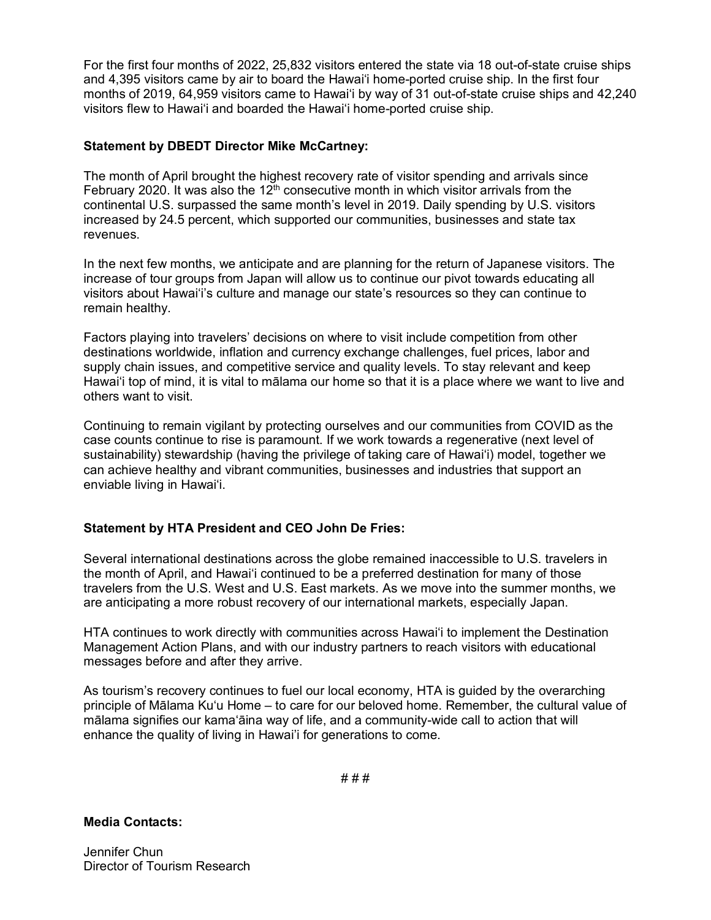For the first four months of 2022, 25,832 visitors entered the state via 18 out-of-state cruise ships and 4,395 visitors came by air to board the Hawaiʻi home-ported cruise ship. In the first four months of 2019, 64,959 visitors came to Hawaiʻi by way of 31 out-of-state cruise ships and 42,240 visitors flew to Hawaiʻi and boarded the Hawaiʻi home-ported cruise ship.

**Statement by DBEDT Director Mike McCartney:**

The month of April brought the highest recovery rate of visitor spending and arrivals since February 2020. It was also the 12th consecutive month in which visitor arrivals from the continental U.S. surpassed the same month's level in 2019. Daily spending by U.S. visitors increased by 24.5 percent, which supported our communities, businesses and state tax revenues.

In the next few months, we anticipate and are planning for the return of Japanese visitors. The increase of tour groups from Japan will allow us to continue our pivot towards educating all visitors about Hawaiʻi's culture and manage our state's resources so they can continue to remain healthy.

Factors playing into travelers' decisions on where to visit include competition from other destinations worldwide, inflation and currency exchange challenges, fuel prices, labor and supply chain issues, and competitive service and quality levels. To stay relevant and keep Hawaiʻi top of mind, it is vital to mālama our home so that it is a place where we want to live and others want to visit.

Continuing to remain vigilant by protecting ourselves and our communities from COVID as the case counts continue to rise is paramount. If we work towards a regenerative (next level of sustainability) stewardship (having the privilege of taking care of Hawaiʻi) model, together we can achieve healthy and vibrant communities, businesses and industries that support an enviable living in Hawaiʻi.

**Statement by HTA President and CEO John De Fries:**

Several international destinations across the globe remained inaccessible to U.S. travelers in the month of April, and Hawaiʻi continued to be a preferred destination for many of those travelers from the U.S. West and U.S. East markets. As we move into the summer months, we are anticipating a more robust recovery of our international markets, especially Japan.

HTA continues to work directly with communities across Hawaiʻi to implement the Destination Management Action Plans, and with our industry partners to reach visitors with educational messages before and after they arrive.

As tourism's recovery continues to fuel our local economy, HTA is guided by the overarching principle of Mālama Kuʻu Home – to care for our beloved home. Remember, the cultural value of mālama signifies our kamaʻāina way of life, and a community-wide call to action that will enhance the quality of living in Hawaiʻi for generations to come.

# # #

**Media Contacts:**

Jennifer Chun
Director of Tourism Research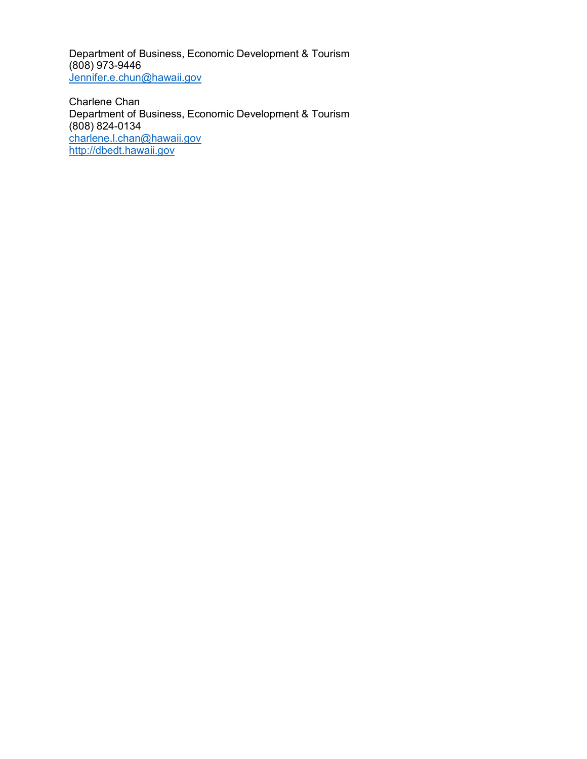Department of Business, Economic Development & Tourism
(808) 973-9446
Jennifer.e.chun@hawaii.gov

Charlene Chan
Department of Business, Economic Development & Tourism
(808) 824-0134
charlene.l.chan@hawaii.gov
http://dbedt.hawaii.gov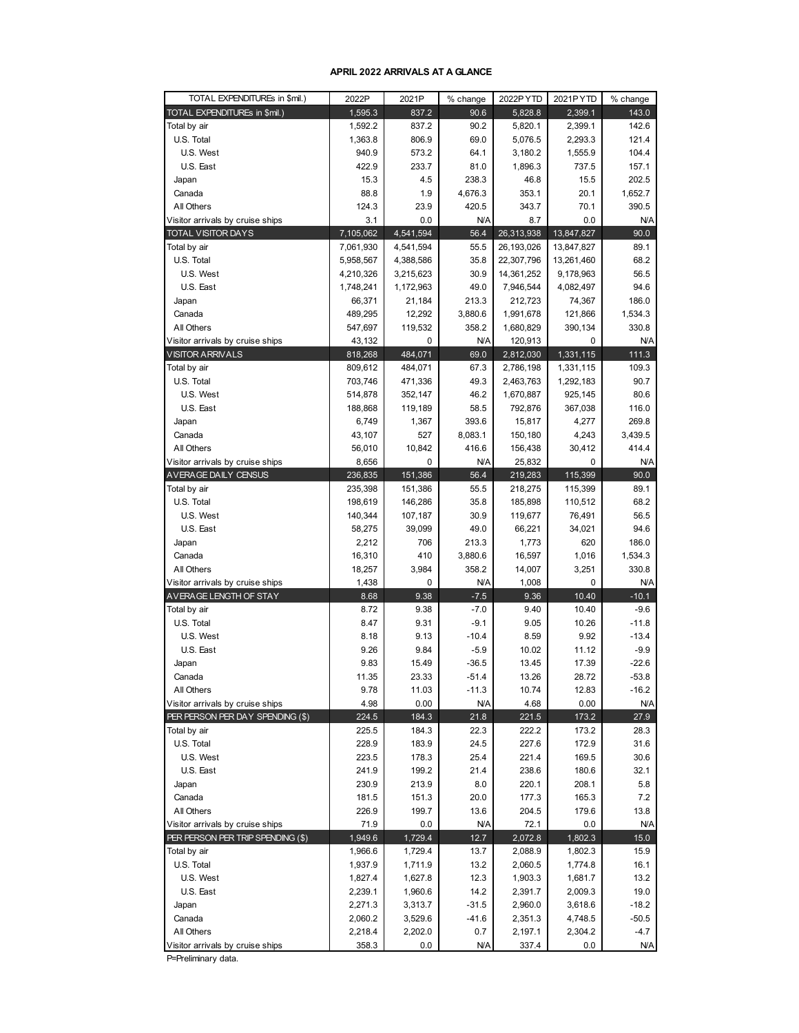# APRIL 2022 ARRIVALS AT A GLANCE

| TOTAL EXPENDITUREs in $mil.) | 2022P | 2021P | % change | 2022P YTD | 2021P YTD | % change |
|---|---|---|---|---|---|---|
| **TOTAL EXPENDITUREs in $mil.)** | **1,595.3** | **837.2** | **90.6** | **5,828.8** | **2,399.1** | **143.0** |
| Total by air | 1,592.2 | 837.2 | 90.2 | 5,820.1 | 2,399.1 | 142.6 |
| U.S. Total | 1,363.8 | 806.9 | 69.0 | 5,076.5 | 2,293.3 | 121.4 |
| U.S. West | 940.9 | 573.2 | 64.1 | 3,180.2 | 1,555.9 | 104.4 |
| U.S. East | 422.9 | 233.7 | 81.0 | 1,896.3 | 737.5 | 157.1 |
| Japan | 15.3 | 4.5 | 238.3 | 46.8 | 15.5 | 202.5 |
| Canada | 88.8 | 1.9 | 4,676.3 | 353.1 | 20.1 | 1,652.7 |
| All Others | 124.3 | 23.9 | 420.5 | 343.7 | 70.1 | 390.5 |
| Visitor arrivals by cruise ships | 3.1 | 0.0 | N/A | 8.7 | 0.0 | N/A |
| **TOTAL VISITOR DAYS** | **7,105,062** | **4,541,594** | **56.4** | **26,313,938** | **13,847,827** | **90.0** |
| Total by air | 7,061,930 | 4,541,594 | 55.5 | 26,193,026 | 13,847,827 | 89.1 |
| U.S. Total | 5,958,567 | 4,388,586 | 35.8 | 22,307,796 | 13,261,460 | 68.2 |
| U.S. West | 4,210,326 | 3,215,623 | 30.9 | 14,361,252 | 9,178,963 | 56.5 |
| U.S. East | 1,748,241 | 1,172,963 | 49.0 | 7,946,544 | 4,082,497 | 94.6 |
| Japan | 66,371 | 21,184 | 213.3 | 212,723 | 74,367 | 186.0 |
| Canada | 489,295 | 12,292 | 3,880.6 | 1,991,678 | 121,866 | 1,534.3 |
| All Others | 547,697 | 119,532 | 358.2 | 1,680,829 | 390,134 | 330.8 |
| Visitor arrivals by cruise ships | 43,132 | 0 | N/A | 120,913 | 0 | N/A |
| **VISITOR ARRIVALS** | **818,268** | **484,071** | **69.0** | **2,812,030** | **1,331,115** | **111.3** |
| Total by air | 809,612 | 484,071 | 67.3 | 2,786,198 | 1,331,115 | 109.3 |
| U.S. Total | 703,746 | 471,336 | 49.3 | 2,463,763 | 1,292,183 | 90.7 |
| U.S. West | 514,878 | 352,147 | 46.2 | 1,670,887 | 925,145 | 80.6 |
| U.S. East | 188,868 | 119,189 | 58.5 | 792,876 | 367,038 | 116.0 |
| Japan | 6,749 | 1,367 | 393.6 | 15,817 | 4,277 | 269.8 |
| Canada | 43,107 | 527 | 8,083.1 | 150,180 | 4,243 | 3,439.5 |
| All Others | 56,010 | 10,842 | 416.6 | 156,438 | 30,412 | 414.4 |
| Visitor arrivals by cruise ships | 8,656 | 0 | N/A | 25,832 | 0 | N/A |
| **AVERAGE DAILY CENSUS** | **236,835** | **151,386** | **56.4** | **219,283** | **115,399** | **90.0** |
| Total by air | 235,398 | 151,386 | 55.5 | 218,275 | 115,399 | 89.1 |
| U.S. Total | 198,619 | 146,286 | 35.8 | 185,898 | 110,512 | 68.2 |
| U.S. West | 140,344 | 107,187 | 30.9 | 119,677 | 76,491 | 56.5 |
| U.S. East | 58,275 | 39,099 | 49.0 | 66,221 | 34,021 | 94.6 |
| Japan | 2,212 | 706 | 213.3 | 1,773 | 620 | 186.0 |
| Canada | 16,310 | 410 | 3,880.6 | 16,597 | 1,016 | 1,534.3 |
| All Others | 18,257 | 3,984 | 358.2 | 14,007 | 3,251 | 330.8 |
| Visitor arrivals by cruise ships | 1,438 | 0 | N/A | 1,008 | 0 | N/A |
| **AVERAGE LENGTH OF STAY** | **8.68** | **9.38** | **-7.5** | **9.36** | **10.40** | **-10.1** |
| Total by air | 8.72 | 9.38 | -7.0 | 9.40 | 10.40 | -9.6 |
| U.S. Total | 8.47 | 9.31 | -9.1 | 9.05 | 10.26 | -11.8 |
| U.S. West | 8.18 | 9.13 | -10.4 | 8.59 | 9.92 | -13.4 |
| U.S. East | 9.26 | 9.84 | -5.9 | 10.02 | 11.12 | -9.9 |
| Japan | 9.83 | 15.49 | -36.5 | 13.45 | 17.39 | -22.6 |
| Canada | 11.35 | 23.33 | -51.4 | 13.26 | 28.72 | -53.8 |
| All Others | 9.78 | 11.03 | -11.3 | 10.74 | 12.83 | -16.2 |
| Visitor arrivals by cruise ships | 4.98 | 0.00 | N/A | 4.68 | 0.00 | N/A |
| **PER PERSON PER DAY SPENDING ($)** | **224.5** | **184.3** | **21.8** | **221.5** | **173.2** | **27.9** |
| Total by air | 225.5 | 184.3 | 22.3 | 222.2 | 173.2 | 28.3 |
| U.S. Total | 228.9 | 183.9 | 24.5 | 227.6 | 172.9 | 31.6 |
| U.S. West | 223.5 | 178.3 | 25.4 | 221.4 | 169.5 | 30.6 |
| U.S. East | 241.9 | 199.2 | 21.4 | 238.6 | 180.6 | 32.1 |
| Japan | 230.9 | 213.9 | 8.0 | 220.1 | 208.1 | 5.8 |
| Canada | 181.5 | 151.3 | 20.0 | 177.3 | 165.3 | 7.2 |
| All Others | 226.9 | 199.7 | 13.6 | 204.5 | 179.6 | 13.8 |
| Visitor arrivals by cruise ships | 71.9 | 0.0 | N/A | 72.1 | 0.0 | N/A |
| **PER PERSON PER TRIP SPENDING ($)** | **1,949.6** | **1,729.4** | **12.7** | **2,072.8** | **1,802.3** | **15.0** |
| Total by air | 1,966.6 | 1,729.4 | 13.7 | 2,088.9 | 1,802.3 | 15.9 |
| U.S. Total | 1,937.9 | 1,711.9 | 13.2 | 2,060.5 | 1,774.8 | 16.1 |
| U.S. West | 1,827.4 | 1,627.8 | 12.3 | 1,903.3 | 1,681.7 | 13.2 |
| U.S. East | 2,239.1 | 1,960.6 | 14.2 | 2,391.7 | 2,009.3 | 19.0 |
| Japan | 2,271.3 | 3,313.7 | -31.5 | 2,960.0 | 3,618.6 | -18.2 |
| Canada | 2,060.2 | 3,529.6 | -41.6 | 2,351.3 | 4,748.5 | -50.5 |
| All Others | 2,218.4 | 2,202.0 | 0.7 | 2,197.1 | 2,304.2 | -4.7 |
| Visitor arrivals by cruise ships | 358.3 | 0.0 | N/A | 337.4 | 0.0 | N/A |

P=Preliminary data.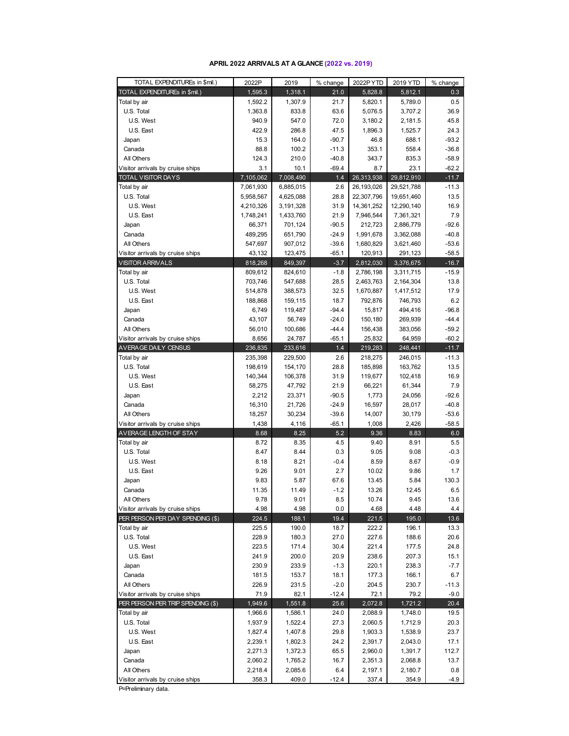# APRIL 2022 ARRIVALS AT A GLANCE (2022 vs. 2019)

| TOTAL EXPENDITUREs in $mil.) | 2022P | 2019 | % change | 2022P YTD | 2019 YTD | % change |
|---|---|---|---|---|---|---|
| **TOTAL EXPENDITUREs in $mil.)** | **1,595.3** | **1,318.1** | **21.0** | **5,828.8** | **5,812.1** | **0.3** |
| Total by air | 1,592.2 | 1,307.9 | 21.7 | 5,820.1 | 5,789.0 | 0.5 |
| U.S. Total | 1,363.8 | 833.8 | 63.6 | 5,076.5 | 3,707.2 | 36.9 |
| U.S. West | 940.9 | 547.0 | 72.0 | 3,180.2 | 2,181.5 | 45.8 |
| U.S. East | 422.9 | 286.8 | 47.5 | 1,896.3 | 1,525.7 | 24.3 |
| Japan | 15.3 | 164.0 | -90.7 | 46.8 | 688.1 | -93.2 |
| Canada | 88.8 | 100.2 | -11.3 | 353.1 | 558.4 | -36.8 |
| All Others | 124.3 | 210.0 | -40.8 | 343.7 | 835.3 | -58.9 |
| Visitor arrivals by cruise ships | 3.1 | 10.1 | -69.4 | 8.7 | 23.1 | -62.2 |
| **TOTAL VISITOR DAYS** | **7,105,062** | **7,008,490** | **1.4** | **26,313,938** | **29,812,910** | **-11.7** |
| Total by air | 7,061,930 | 6,885,015 | 2.6 | 26,193,026 | 29,521,788 | -11.3 |
| U.S. Total | 5,958,567 | 4,625,088 | 28.8 | 22,307,796 | 19,651,460 | 13.5 |
| U.S. West | 4,210,326 | 3,191,328 | 31.9 | 14,361,252 | 12,290,140 | 16.9 |
| U.S. East | 1,748,241 | 1,433,760 | 21.9 | 7,946,544 | 7,361,321 | 7.9 |
| Japan | 66,371 | 701,124 | -90.5 | 212,723 | 2,886,779 | -92.6 |
| Canada | 489,295 | 651,790 | -24.9 | 1,991,678 | 3,362,088 | -40.8 |
| All Others | 547,697 | 907,012 | -39.6 | 1,680,829 | 3,621,460 | -53.6 |
| Visitor arrivals by cruise ships | 43,132 | 123,475 | -65.1 | 120,913 | 291,123 | -58.5 |
| **VISITOR ARRIVALS** | **818,268** | **849,397** | **-3.7** | **2,812,030** | **3,376,675** | **-16.7** |
| Total by air | 809,612 | 824,610 | -1.8 | 2,786,198 | 3,311,715 | -15.9 |
| U.S. Total | 703,746 | 547,688 | 28.5 | 2,463,763 | 2,164,304 | 13.8 |
| U.S. West | 514,878 | 388,573 | 32.5 | 1,670,887 | 1,417,512 | 17.9 |
| U.S. East | 188,868 | 159,115 | 18.7 | 792,876 | 746,793 | 6.2 |
| Japan | 6,749 | 119,487 | -94.4 | 15,817 | 494,416 | -96.8 |
| Canada | 43,107 | 56,749 | -24.0 | 150,180 | 269,939 | -44.4 |
| All Others | 56,010 | 100,686 | -44.4 | 156,438 | 383,056 | -59.2 |
| Visitor arrivals by cruise ships | 8,656 | 24,787 | -65.1 | 25,832 | 64,959 | -60.2 |
| **AVERAGE DAILY CENSUS** | **236,835** | **233,616** | **1.4** | **219,283** | **248,441** | **-11.7** |
| Total by air | 235,398 | 229,500 | 2.6 | 218,275 | 246,015 | -11.3 |
| U.S. Total | 198,619 | 154,170 | 28.8 | 185,898 | 163,762 | 13.5 |
| U.S. West | 140,344 | 106,378 | 31.9 | 119,677 | 102,418 | 16.9 |
| U.S. East | 58,275 | 47,792 | 21.9 | 66,221 | 61,344 | 7.9 |
| Japan | 2,212 | 23,371 | -90.5 | 1,773 | 24,056 | -92.6 |
| Canada | 16,310 | 21,726 | -24.9 | 16,597 | 28,017 | -40.8 |
| All Others | 18,257 | 30,234 | -39.6 | 14,007 | 30,179 | -53.6 |
| Visitor arrivals by cruise ships | 1,438 | 4,116 | -65.1 | 1,008 | 2,426 | -58.5 |
| **AVERAGE LENGTH OF STAY** | **8.68** | **8.25** | **5.2** | **9.36** | **8.83** | **6.0** |
| Total by air | 8.72 | 8.35 | 4.5 | 9.40 | 8.91 | 5.5 |
| U.S. Total | 8.47 | 8.44 | 0.3 | 9.05 | 9.08 | -0.3 |
| U.S. West | 8.18 | 8.21 | -0.4 | 8.59 | 8.67 | -0.9 |
| U.S. East | 9.26 | 9.01 | 2.7 | 10.02 | 9.86 | 1.7 |
| Japan | 9.83 | 5.87 | 67.6 | 13.45 | 5.84 | 130.3 |
| Canada | 11.35 | 11.49 | -1.2 | 13.26 | 12.45 | 6.5 |
| All Others | 9.78 | 9.01 | 8.5 | 10.74 | 9.45 | 13.6 |
| Visitor arrivals by cruise ships | 4.98 | 4.98 | 0.0 | 4.68 | 4.48 | 4.4 |
| **PER PERSON PER DAY SPENDING ($)** | **224.5** | **188.1** | **19.4** | **221.5** | **195.0** | **13.6** |
| Total by air | 225.5 | 190.0 | 18.7 | 222.2 | 196.1 | 13.3 |
| U.S. Total | 228.9 | 180.3 | 27.0 | 227.6 | 188.6 | 20.6 |
| U.S. West | 223.5 | 171.4 | 30.4 | 221.4 | 177.5 | 24.8 |
| U.S. East | 241.9 | 200.0 | 20.9 | 238.6 | 207.3 | 15.1 |
| Japan | 230.9 | 233.9 | -1.3 | 220.1 | 238.3 | -7.7 |
| Canada | 181.5 | 153.7 | 18.1 | 177.3 | 166.1 | 6.7 |
| All Others | 226.9 | 231.5 | -2.0 | 204.5 | 230.7 | -11.3 |
| Visitor arrivals by cruise ships | 71.9 | 82.1 | -12.4 | 72.1 | 79.2 | -9.0 |
| **PER PERSON PER TRIP SPENDING ($)** | **1,949.6** | **1,551.8** | **25.6** | **2,072.8** | **1,721.2** | **20.4** |
| Total by air | 1,966.6 | 1,586.1 | 24.0 | 2,088.9 | 1,748.0 | 19.5 |
| U.S. Total | 1,937.9 | 1,522.4 | 27.3 | 2,060.5 | 1,712.9 | 20.3 |
| U.S. West | 1,827.4 | 1,407.8 | 29.8 | 1,903.3 | 1,538.9 | 23.7 |
| U.S. East | 2,239.1 | 1,802.3 | 24.2 | 2,391.7 | 2,043.0 | 17.1 |
| Japan | 2,271.3 | 1,372.3 | 65.5 | 2,960.0 | 1,391.7 | 112.7 |
| Canada | 2,060.2 | 1,765.2 | 16.7 | 2,351.3 | 2,068.8 | 13.7 |
| All Others | 2,218.4 | 2,085.6 | 6.4 | 2,197.1 | 2,180.7 | 0.8 |
| Visitor arrivals by cruise ships | 358.3 | 409.0 | -12.4 | 337.4 | 354.9 | -4.9 |

P=Preliminary data.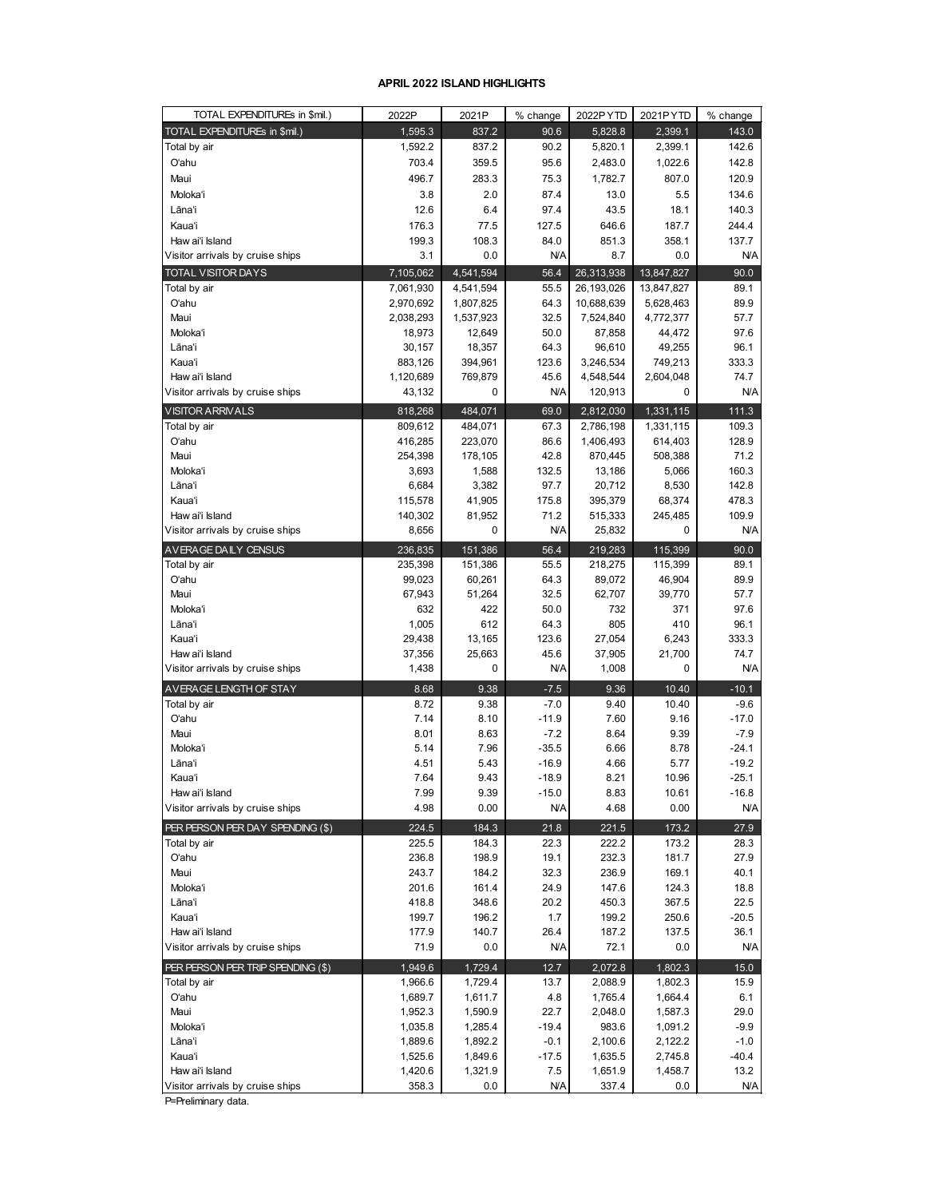# APRIL 2022 ISLAND HIGHLIGHTS

| TOTAL EXPENDITUREs in $mil.) | 2022P | 2021P | % change | 2022P YTD | 2021P YTD | % change |
|---|---|---|---|---|---|---|
| TOTAL EXPENDITUREs in $mil.) | 1,595.3 | 837.2 | 90.6 | 5,828.8 | 2,399.1 | 143.0 |
| Total by air | 1,592.2 | 837.2 | 90.2 | 5,820.1 | 2,399.1 | 142.6 |
| O'ahu | 703.4 | 359.5 | 95.6 | 2,483.0 | 1,022.6 | 142.8 |
| Maui | 496.7 | 283.3 | 75.3 | 1,782.7 | 807.0 | 120.9 |
| Moloka'i | 3.8 | 2.0 | 87.4 | 13.0 | 5.5 | 134.6 |
| Lāna'i | 12.6 | 6.4 | 97.4 | 43.5 | 18.1 | 140.3 |
| Kaua'i | 176.3 | 77.5 | 127.5 | 646.6 | 187.7 | 244.4 |
| Hawai'i Island | 199.3 | 108.3 | 84.0 | 851.3 | 358.1 | 137.7 |
| Visitor arrivals by cruise ships | 3.1 | 0.0 | N/A | 8.7 | 0.0 | N/A |
| TOTAL VISITOR DAYS | 7,105,062 | 4,541,594 | 56.4 | 26,313,938 | 13,847,827 | 90.0 |
| Total by air | 7,061,930 | 4,541,594 | 55.5 | 26,193,026 | 13,847,827 | 89.1 |
| O'ahu | 2,970,692 | 1,807,825 | 64.3 | 10,688,639 | 5,628,463 | 89.9 |
| Maui | 2,038,293 | 1,537,923 | 32.5 | 7,524,840 | 4,772,377 | 57.7 |
| Moloka'i | 18,973 | 12,649 | 50.0 | 87,858 | 44,472 | 97.6 |
| Lāna'i | 30,157 | 18,357 | 64.3 | 96,610 | 49,255 | 96.1 |
| Kaua'i | 883,126 | 394,961 | 123.6 | 3,246,534 | 749,213 | 333.3 |
| Hawai'i Island | 1,120,689 | 769,879 | 45.6 | 4,548,544 | 2,604,048 | 74.7 |
| Visitor arrivals by cruise ships | 43,132 | 0 | N/A | 120,913 | 0 | N/A |
| VISITOR ARRIVALS | 818,268 | 484,071 | 69.0 | 2,812,030 | 1,331,115 | 111.3 |
| Total by air | 809,612 | 484,071 | 67.3 | 2,786,198 | 1,331,115 | 109.3 |
| O'ahu | 416,285 | 223,070 | 86.6 | 1,406,493 | 614,403 | 128.9 |
| Maui | 254,398 | 178,105 | 42.8 | 870,445 | 508,388 | 71.2 |
| Moloka'i | 3,693 | 1,588 | 132.5 | 13,186 | 5,066 | 160.3 |
| Lāna'i | 6,684 | 3,382 | 97.7 | 20,712 | 8,530 | 142.8 |
| Kaua'i | 115,578 | 41,905 | 175.8 | 395,379 | 68,374 | 478.3 |
| Hawai'i Island | 140,302 | 81,952 | 71.2 | 515,333 | 245,485 | 109.9 |
| Visitor arrivals by cruise ships | 8,656 | 0 | N/A | 25,832 | 0 | N/A |
| AVERAGE DAILY CENSUS | 236,835 | 151,386 | 56.4 | 219,283 | 115,399 | 90.0 |
| Total by air | 235,398 | 151,386 | 55.5 | 218,275 | 115,399 | 89.1 |
| O'ahu | 99,023 | 60,261 | 64.3 | 89,072 | 46,904 | 89.9 |
| Maui | 67,943 | 51,264 | 32.5 | 62,707 | 39,770 | 57.7 |
| Moloka'i | 632 | 422 | 50.0 | 732 | 371 | 97.6 |
| Lāna'i | 1,005 | 612 | 64.3 | 805 | 410 | 96.1 |
| Kaua'i | 29,438 | 13,165 | 123.6 | 27,054 | 6,243 | 333.3 |
| Hawai'i Island | 37,356 | 25,663 | 45.6 | 37,905 | 21,700 | 74.7 |
| Visitor arrivals by cruise ships | 1,438 | 0 | N/A | 1,008 | 0 | N/A |
| AVERAGE LENGTH OF STAY | 8.68 | 9.38 | -7.5 | 9.36 | 10.40 | -10.1 |
| Total by air | 8.72 | 9.38 | -7.0 | 9.40 | 10.40 | -9.6 |
| O'ahu | 7.14 | 8.10 | -11.9 | 7.60 | 9.16 | -17.0 |
| Maui | 8.01 | 8.63 | -7.2 | 8.64 | 9.39 | -7.9 |
| Moloka'i | 5.14 | 7.96 | -35.5 | 6.66 | 8.78 | -24.1 |
| Lāna'i | 4.51 | 5.43 | -16.9 | 4.66 | 5.77 | -19.2 |
| Kaua'i | 7.64 | 9.43 | -18.9 | 8.21 | 10.96 | -25.1 |
| Hawai'i Island | 7.99 | 9.39 | -15.0 | 8.83 | 10.61 | -16.8 |
| Visitor arrivals by cruise ships | 4.98 | 0.00 | N/A | 4.68 | 0.00 | N/A |
| PER PERSON PER DAY SPENDING ($) | 224.5 | 184.3 | 21.8 | 221.5 | 173.2 | 27.9 |
| Total by air | 225.5 | 184.3 | 22.3 | 222.2 | 173.2 | 28.3 |
| O'ahu | 236.8 | 198.9 | 19.1 | 232.3 | 181.7 | 27.9 |
| Maui | 243.7 | 184.2 | 32.3 | 236.9 | 169.1 | 40.1 |
| Moloka'i | 201.6 | 161.4 | 24.9 | 147.6 | 124.3 | 18.8 |
| Lāna'i | 418.8 | 348.6 | 20.2 | 450.3 | 367.5 | 22.5 |
| Kaua'i | 199.7 | 196.2 | 1.7 | 199.2 | 250.6 | -20.5 |
| Hawai'i Island | 177.9 | 140.7 | 26.4 | 187.2 | 137.5 | 36.1 |
| Visitor arrivals by cruise ships | 71.9 | 0.0 | N/A | 72.1 | 0.0 | N/A |
| PER PERSON PER TRIP SPENDING ($) | 1,949.6 | 1,729.4 | 12.7 | 2,072.8 | 1,802.3 | 15.0 |
| Total by air | 1,966.6 | 1,729.4 | 13.7 | 2,088.9 | 1,802.3 | 15.9 |
| O'ahu | 1,689.7 | 1,611.7 | 4.8 | 1,765.4 | 1,664.4 | 6.1 |
| Maui | 1,952.3 | 1,590.9 | 22.7 | 2,048.0 | 1,587.3 | 29.0 |
| Moloka'i | 1,035.8 | 1,285.4 | -19.4 | 983.6 | 1,091.2 | -9.9 |
| Lāna'i | 1,889.6 | 1,892.2 | -0.1 | 2,100.6 | 2,122.2 | -1.0 |
| Kaua'i | 1,525.6 | 1,849.6 | -17.5 | 1,635.5 | 2,745.8 | -40.4 |
| Hawai'i Island | 1,420.6 | 1,321.9 | 7.5 | 1,651.9 | 1,458.7 | 13.2 |
| Visitor arrivals by cruise ships | 358.3 | 0.0 | N/A | 337.4 | 0.0 | N/A |

P=Preliminary data.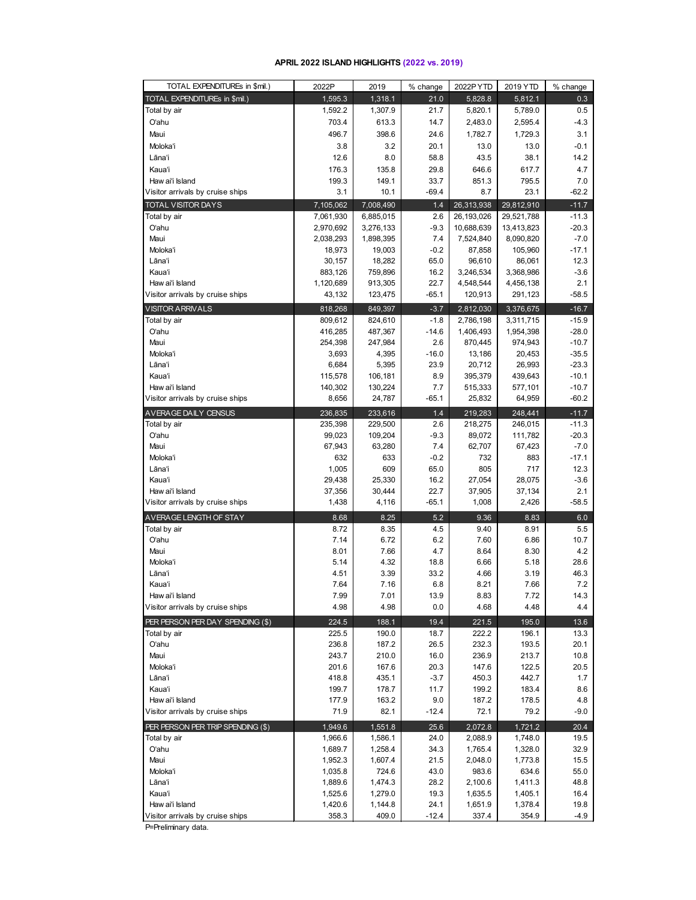**APRIL 2022 ISLAND HIGHLIGHTS (2022 vs. 2019)**

| TOTAL EXPENDITUREs in $mil.) | 2022P | 2019 | % change | 2022P YTD | 2019 YTD | % change |
|---|---|---|---|---|---|---|
| **TOTAL EXPENDITUREs in $mil.)** | 1,595.3 | 1,318.1 | 21.0 | 5,828.8 | 5,812.1 | 0.3 |
| Total by air | 1,592.2 | 1,307.9 | 21.7 | 5,820.1 | 5,789.0 | 0.5 |
| O'ahu | 703.4 | 613.3 | 14.7 | 2,483.0 | 2,595.4 | -4.3 |
| Maui | 496.7 | 398.6 | 24.6 | 1,782.7 | 1,729.3 | 3.1 |
| Moloka'i | 3.8 | 3.2 | 20.1 | 13.0 | 13.0 | -0.1 |
| Lāna'i | 12.6 | 8.0 | 58.8 | 43.5 | 38.1 | 14.2 |
| Kaua'i | 176.3 | 135.8 | 29.8 | 646.6 | 617.7 | 4.7 |
| Hawai'i Island | 199.3 | 149.1 | 33.7 | 851.3 | 795.5 | 7.0 |
| Visitor arrivals by cruise ships | 3.1 | 10.1 | -69.4 | 8.7 | 23.1 | -62.2 |
| **TOTAL VISITOR DAYS** | 7,105,062 | 7,008,490 | 1.4 | 26,313,938 | 29,812,910 | -11.7 |
| Total by air | 7,061,930 | 6,885,015 | 2.6 | 26,193,026 | 29,521,788 | -11.3 |
| O'ahu | 2,970,692 | 3,276,133 | -9.3 | 10,688,639 | 13,413,823 | -20.3 |
| Maui | 2,038,293 | 1,898,395 | 7.4 | 7,524,840 | 8,090,820 | -7.0 |
| Moloka'i | 18,973 | 19,003 | -0.2 | 87,858 | 105,960 | -17.1 |
| Lāna'i | 30,157 | 18,282 | 65.0 | 96,610 | 86,061 | 12.3 |
| Kaua'i | 883,126 | 759,896 | 16.2 | 3,246,534 | 3,368,986 | -3.6 |
| Hawai'i Island | 1,120,689 | 913,305 | 22.7 | 4,548,544 | 4,456,138 | 2.1 |
| Visitor arrivals by cruise ships | 43,132 | 123,475 | -65.1 | 120,913 | 291,123 | -58.5 |
| **VISITOR ARRIVALS** | 818,268 | 849,397 | -3.7 | 2,812,030 | 3,376,675 | -16.7 |
| Total by air | 809,612 | 824,610 | -1.8 | 2,786,198 | 3,311,715 | -15.9 |
| O'ahu | 416,285 | 487,367 | -14.6 | 1,406,493 | 1,954,398 | -28.0 |
| Maui | 254,398 | 247,984 | 2.6 | 870,445 | 974,943 | -10.7 |
| Moloka'i | 3,693 | 4,395 | -16.0 | 13,186 | 20,453 | -35.5 |
| Lāna'i | 6,684 | 5,395 | 23.9 | 20,712 | 26,993 | -23.3 |
| Kaua'i | 115,578 | 106,181 | 8.9 | 395,379 | 439,643 | -10.1 |
| Hawai'i Island | 140,302 | 130,224 | 7.7 | 515,333 | 577,101 | -10.7 |
| Visitor arrivals by cruise ships | 8,656 | 24,787 | -65.1 | 25,832 | 64,959 | -60.2 |
| **AVERAGE DAILY CENSUS** | 236,835 | 233,616 | 1.4 | 219,283 | 248,441 | -11.7 |
| Total by air | 235,398 | 229,500 | 2.6 | 218,275 | 246,015 | -11.3 |
| O'ahu | 99,023 | 109,204 | -9.3 | 89,072 | 111,782 | -20.3 |
| Maui | 67,943 | 63,280 | 7.4 | 62,707 | 67,423 | -7.0 |
| Moloka'i | 632 | 633 | -0.2 | 732 | 883 | -17.1 |
| Lāna'i | 1,005 | 609 | 65.0 | 805 | 717 | 12.3 |
| Kaua'i | 29,438 | 25,330 | 16.2 | 27,054 | 28,075 | -3.6 |
| Hawai'i Island | 37,356 | 30,444 | 22.7 | 37,905 | 37,134 | 2.1 |
| Visitor arrivals by cruise ships | 1,438 | 4,116 | -65.1 | 1,008 | 2,426 | -58.5 |
| **AVERAGE LENGTH OF STAY** | 8.68 | 8.25 | 5.2 | 9.36 | 8.83 | 6.0 |
| Total by air | 8.72 | 8.35 | 4.5 | 9.40 | 8.91 | 5.5 |
| O'ahu | 7.14 | 6.72 | 6.2 | 7.60 | 6.86 | 10.7 |
| Maui | 8.01 | 7.66 | 4.7 | 8.64 | 8.30 | 4.2 |
| Moloka'i | 5.14 | 4.32 | 18.8 | 6.66 | 5.18 | 28.6 |
| Lāna'i | 4.51 | 3.39 | 33.2 | 4.66 | 3.19 | 46.3 |
| Kaua'i | 7.64 | 7.16 | 6.8 | 8.21 | 7.66 | 7.2 |
| Hawai'i Island | 7.99 | 7.01 | 13.9 | 8.83 | 7.72 | 14.3 |
| Visitor arrivals by cruise ships | 4.98 | 4.98 | 0.0 | 4.68 | 4.48 | 4.4 |
| **PER PERSON PER DAY SPENDING ($)** | 224.5 | 188.1 | 19.4 | 221.5 | 195.0 | 13.6 |
| Total by air | 225.5 | 190.0 | 18.7 | 222.2 | 196.1 | 13.3 |
| O'ahu | 236.8 | 187.2 | 26.5 | 232.3 | 193.5 | 20.1 |
| Maui | 243.7 | 210.0 | 16.0 | 236.9 | 213.7 | 10.8 |
| Moloka'i | 201.6 | 167.6 | 20.3 | 147.6 | 122.5 | 20.5 |
| Lāna'i | 418.8 | 435.1 | -3.7 | 450.3 | 442.7 | 1.7 |
| Kaua'i | 199.7 | 178.7 | 11.7 | 199.2 | 183.4 | 8.6 |
| Hawai'i Island | 177.9 | 163.2 | 9.0 | 187.2 | 178.5 | 4.8 |
| Visitor arrivals by cruise ships | 71.9 | 82.1 | -12.4 | 72.1 | 79.2 | -9.0 |
| **PER PERSON PER TRIP SPENDING ($)** | 1,949.6 | 1,551.8 | 25.6 | 2,072.8 | 1,721.2 | 20.4 |
| Total by air | 1,966.6 | 1,586.1 | 24.0 | 2,088.9 | 1,748.0 | 19.5 |
| O'ahu | 1,689.7 | 1,258.4 | 34.3 | 1,765.4 | 1,328.0 | 32.9 |
| Maui | 1,952.3 | 1,607.4 | 21.5 | 2,048.0 | 1,773.8 | 15.5 |
| Moloka'i | 1,035.8 | 724.6 | 43.0 | 983.6 | 634.6 | 55.0 |
| Lāna'i | 1,889.6 | 1,474.3 | 28.2 | 2,100.6 | 1,411.3 | 48.8 |
| Kaua'i | 1,525.6 | 1,279.0 | 19.3 | 1,635.5 | 1,405.1 | 16.4 |
| Hawai'i Island | 1,420.6 | 1,144.8 | 24.1 | 1,651.9 | 1,378.4 | 19.8 |
| Visitor arrivals by cruise ships | 358.3 | 409.0 | -12.4 | 337.4 | 354.9 | -4.9 |

P=Preliminary data.